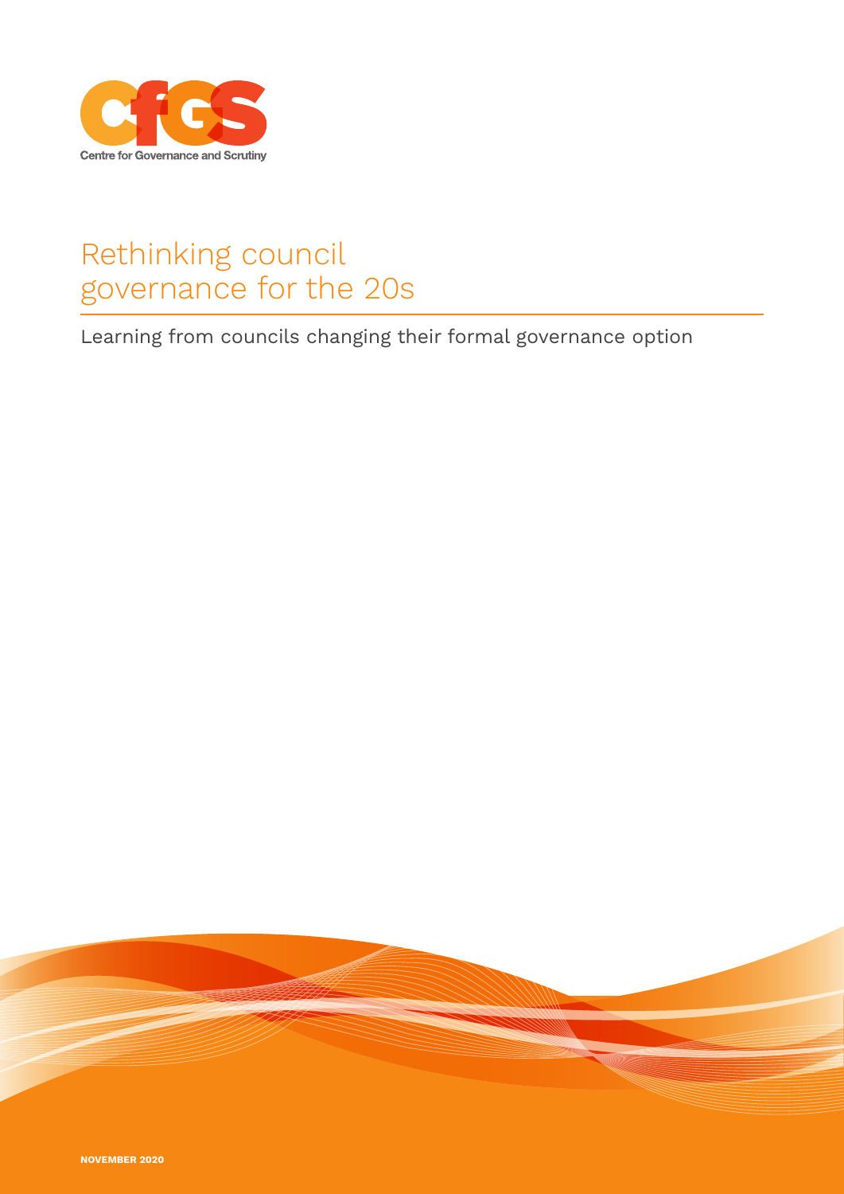CfGS

Centre for Governance and Scrutiny

# Rethinking council governance for the 20s

## Learning from councils changing their formal governance option

**NOVEMBER 2020**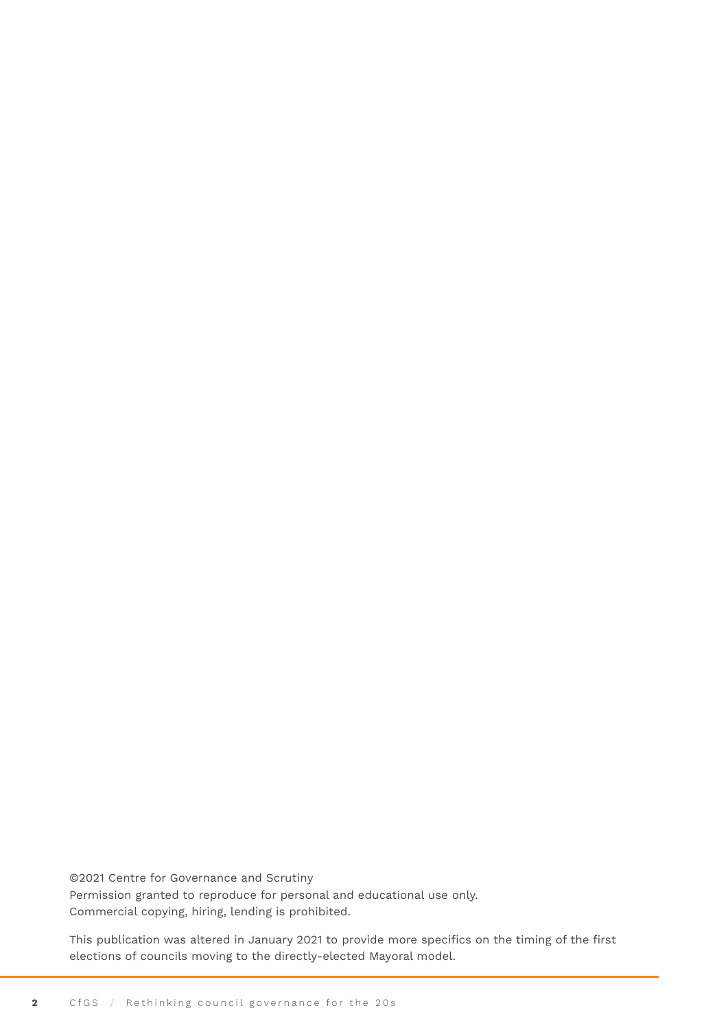©2021 Centre for Governance and Scrutiny
Permission granted to reproduce for personal and educational use only.
Commercial copying, hiring, lending is prohibited.

This publication was altered in January 2021 to provide more specifics on the timing of the first elections of councils moving to the directly-elected Mayoral model.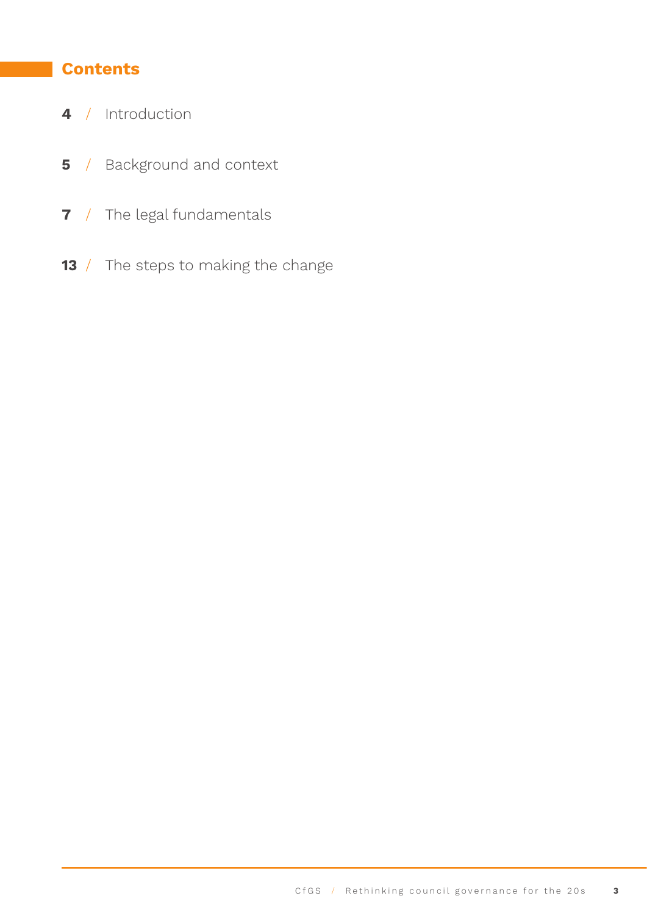## Contents

4 / Introduction

5 / Background and context

7 / The legal fundamentals

13 / The steps to making the change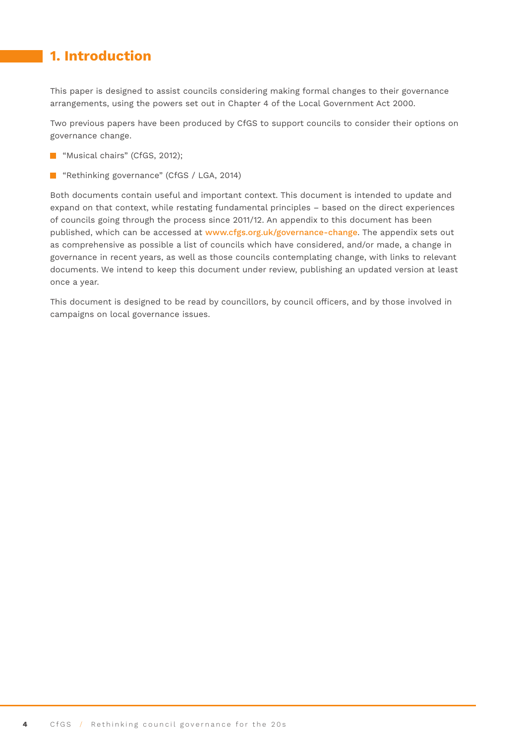# 1. Introduction

This paper is designed to assist councils considering making formal changes to their governance arrangements, using the powers set out in Chapter 4 of the Local Government Act 2000.

Two previous papers have been produced by CfGS to support councils to consider their options on governance change.

- "Musical chairs" (CfGS, 2012);
- "Rethinking governance" (CfGS / LGA, 2014)

Both documents contain useful and important context. This document is intended to update and expand on that context, while restating fundamental principles – based on the direct experiences of councils going through the process since 2011/12. An appendix to this document has been published, which can be accessed at www.cfgs.org.uk/governance-change. The appendix sets out as comprehensive as possible a list of councils which have considered, and/or made, a change in governance in recent years, as well as those councils contemplating change, with links to relevant documents. We intend to keep this document under review, publishing an updated version at least once a year.

This document is designed to be read by councillors, by council officers, and by those involved in campaigns on local governance issues.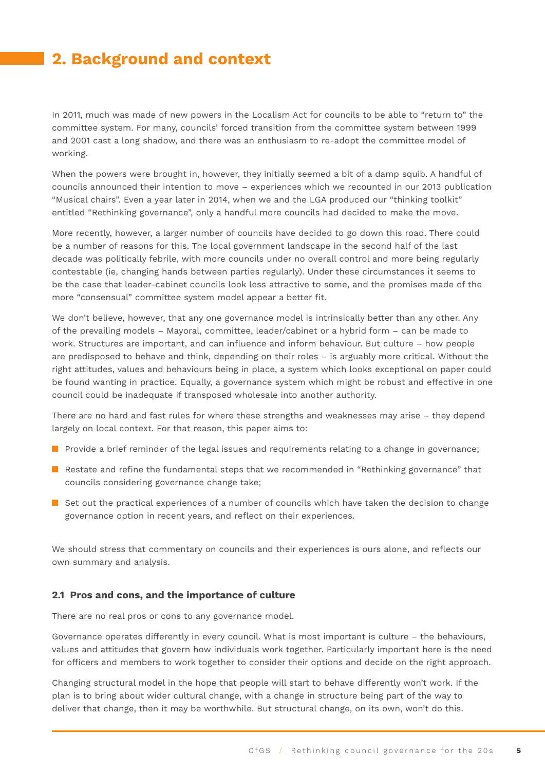## 2. Background and context

In 2011, much was made of new powers in the Localism Act for councils to be able to "return to" the committee system. For many, councils' forced transition from the committee system between 1999 and 2001 cast a long shadow, and there was an enthusiasm to re-adopt the committee model of working.

When the powers were brought in, however, they initially seemed a bit of a damp squib. A handful of councils announced their intention to move – experiences which we recounted in our 2013 publication "Musical chairs". Even a year later in 2014, when we and the LGA produced our "thinking toolkit" entitled "Rethinking governance", only a handful more councils had decided to make the move.

More recently, however, a larger number of councils have decided to go down this road. There could be a number of reasons for this. The local government landscape in the second half of the last decade was politically febrile, with more councils under no overall control and more being regularly contestable (ie, changing hands between parties regularly). Under these circumstances it seems to be the case that leader-cabinet councils look less attractive to some, and the promises made of the more "consensual" committee system model appear a better fit.

We don't believe, however, that any one governance model is intrinsically better than any other. Any of the prevailing models – Mayoral, committee, leader/cabinet or a hybrid form – can be made to work. Structures are important, and can influence and inform behaviour. But culture – how people are predisposed to behave and think, depending on their roles – is arguably more critical. Without the right attitudes, values and behaviours being in place, a system which looks exceptional on paper could be found wanting in practice. Equally, a governance system which might be robust and effective in one council could be inadequate if transposed wholesale into another authority.

There are no hard and fast rules for where these strengths and weaknesses may arise – they depend largely on local context. For that reason, this paper aims to:

- Provide a brief reminder of the legal issues and requirements relating to a change in governance;
- Restate and refine the fundamental steps that we recommended in "Rethinking governance" that councils considering governance change take;
- Set out the practical experiences of a number of councils which have taken the decision to change governance option in recent years, and reflect on their experiences.

We should stress that commentary on councils and their experiences is ours alone, and reflects our own summary and analysis.

### 2.1 Pros and cons, and the importance of culture

There are no real pros or cons to any governance model.

Governance operates differently in every council. What is most important is culture – the behaviours, values and attitudes that govern how individuals work together. Particularly important here is the need for officers and members to work together to consider their options and decide on the right approach.

Changing structural model in the hope that people will start to behave differently won't work. If the plan is to bring about wider cultural change, with a change in structure being part of the way to deliver that change, then it may be worthwhile. But structural change, on its own, won't do this.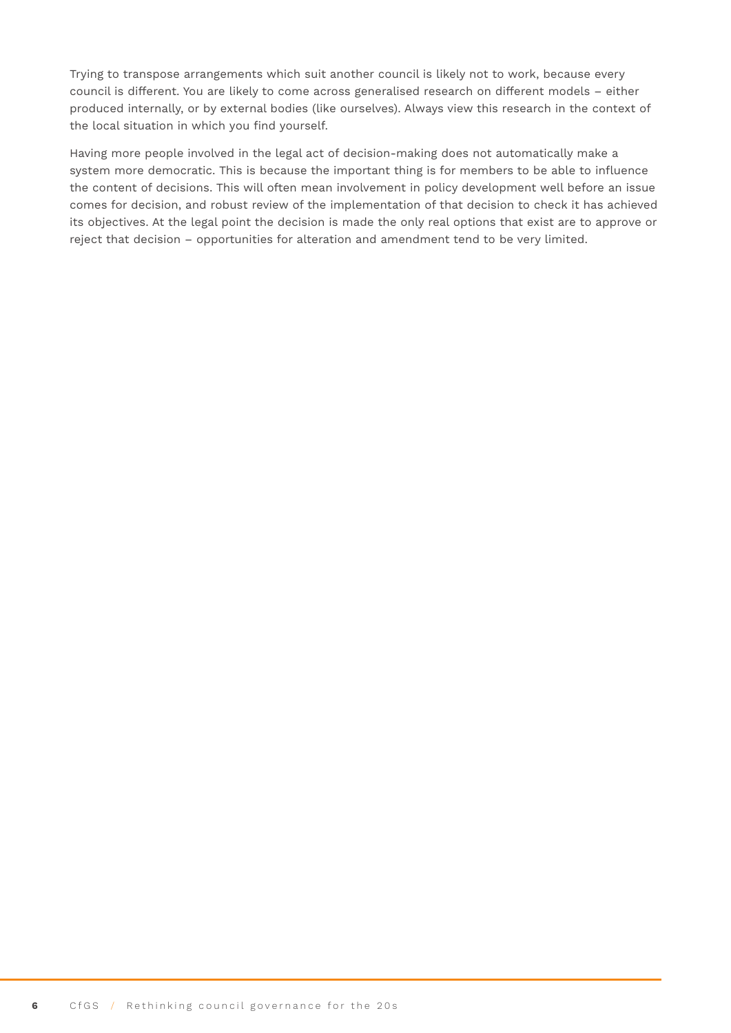Trying to transpose arrangements which suit another council is likely not to work, because every council is different. You are likely to come across generalised research on different models – either produced internally, or by external bodies (like ourselves). Always view this research in the context of the local situation in which you find yourself.

Having more people involved in the legal act of decision-making does not automatically make a system more democratic. This is because the important thing is for members to be able to influence the content of decisions. This will often mean involvement in policy development well before an issue comes for decision, and robust review of the implementation of that decision to check it has achieved its objectives. At the legal point the decision is made the only real options that exist are to approve or reject that decision – opportunities for alteration and amendment tend to be very limited.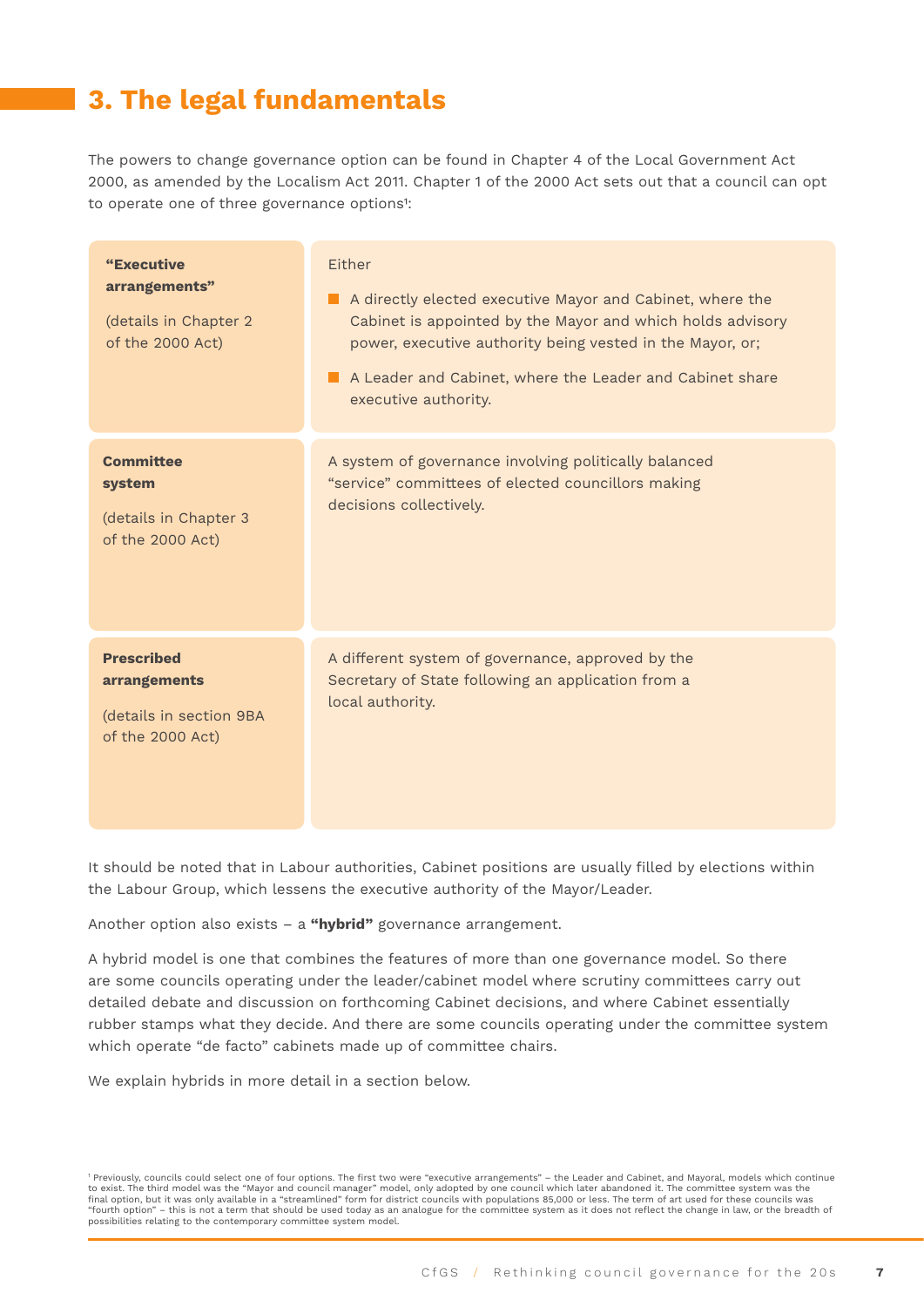# 3. The legal fundamentals

The powers to change governance option can be found in Chapter 4 of the Local Government Act 2000, as amended by the Localism Act 2011. Chapter 1 of the 2000 Act sets out that a council can opt to operate one of three governance options[1]:

| | |
|---|---|
| **"Executive arrangements"** (details in Chapter 2 of the 2000 Act) | Either<br>- A directly elected executive Mayor and Cabinet, where the Cabinet is appointed by the Mayor and which holds advisory power, executive authority being vested in the Mayor, or;<br>- A Leader and Cabinet, where the Leader and Cabinet share executive authority. |
| **Committee system** (details in Chapter 3 of the 2000 Act) | A system of governance involving politically balanced "service" committees of elected councillors making decisions collectively. |
| **Prescribed arrangements** (details in section 9BA of the 2000 Act) | A different system of governance, approved by the Secretary of State following an application from a local authority. |

It should be noted that in Labour authorities, Cabinet positions are usually filled by elections within the Labour Group, which lessens the executive authority of the Mayor/Leader.

Another option also exists – a **"hybrid"** governance arrangement.

A hybrid model is one that combines the features of more than one governance model. So there are some councils operating under the leader/cabinet model where scrutiny committees carry out detailed debate and discussion on forthcoming Cabinet decisions, and where Cabinet essentially rubber stamps what they decide. And there are some councils operating under the committee system which operate "de facto" cabinets made up of committee chairs.

We explain hybrids in more detail in a section below.

[1] Previously, councils could select one of four options. The first two were "executive arrangements" – the Leader and Cabinet, and Mayoral, models which continue to exist. The third model was the "Mayor and council manager" model, only adopted by one council which later abandoned it. The committee system was the final option, but it was only available in a "streamlined" form for district councils with populations 85,000 or less. The term of art used for these councils was "fourth option" – this is not a term that should be used today as an analogue for the committee system as it does not reflect the change in law, or the breadth of possibilities relating to the contemporary committee system model.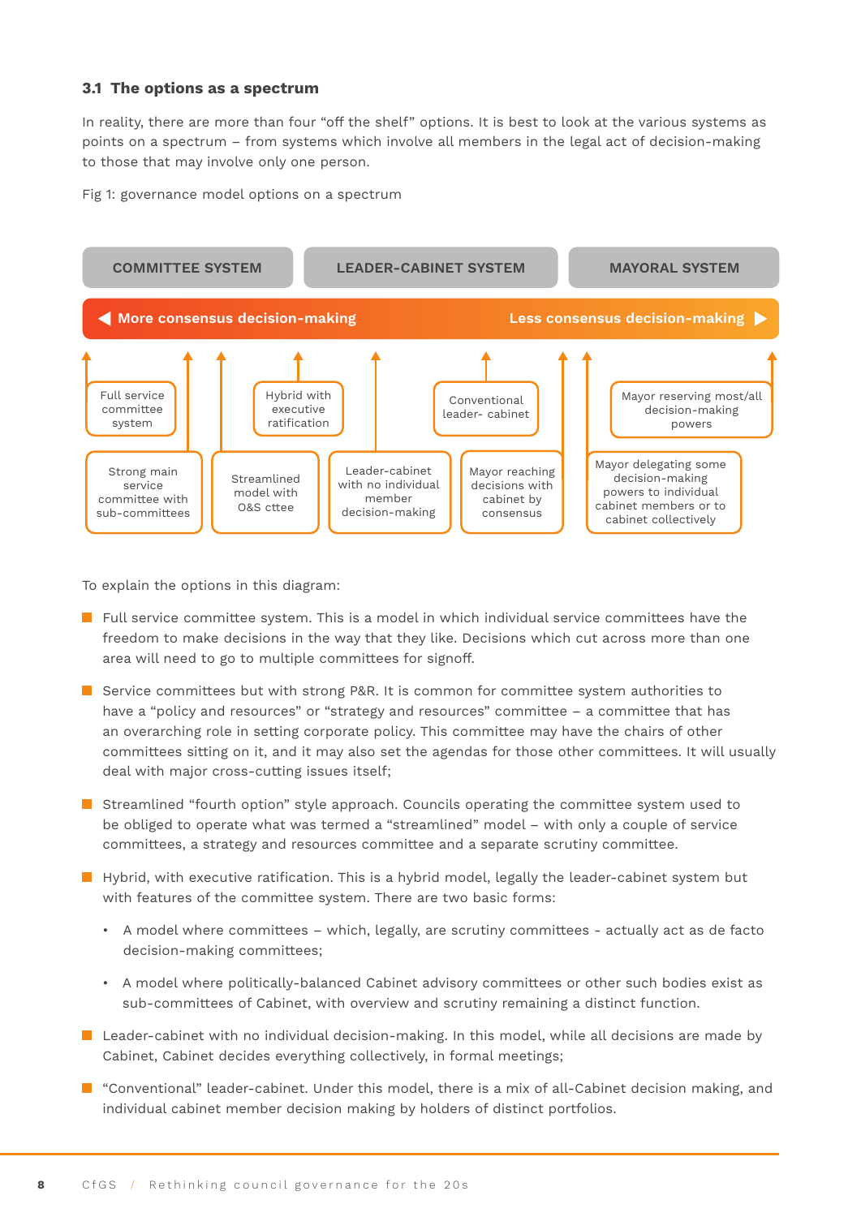### 3.1 The options as a spectrum

In reality, there are more than four "off the shelf" options. It is best to look at the various systems as points on a spectrum – from systems which involve all members in the legal act of decision-making to those that may involve only one person.

Fig 1: governance model options on a spectrum

COMMITTEE SYSTEM | LEADER-CABINET SYSTEM | MAYORAL SYSTEM

◀ More consensus decision-making — Less consensus decision-making ▶

- Full service committee system
- Strong main service committee with sub-committees
- Streamlined model with O&S cttee
- Hybrid with executive ratification
- Leader-cabinet with no individual member decision-making
- Conventional leader- cabinet
- Mayor reaching decisions with cabinet by consensus
- Mayor delegating some decision-making powers to individual cabinet members or to cabinet collectively
- Mayor reserving most/all decision-making powers

To explain the options in this diagram:

- Full service committee system. This is a model in which individual service committees have the freedom to make decisions in the way that they like. Decisions which cut across more than one area will need to go to multiple committees for signoff.
- Service committees but with strong P&R. It is common for committee system authorities to have a "policy and resources" or "strategy and resources" committee – a committee that has an overarching role in setting corporate policy. This committee may have the chairs of other committees sitting on it, and it may also set the agendas for those other committees. It will usually deal with major cross-cutting issues itself;
- Streamlined "fourth option" style approach. Councils operating the committee system used to be obliged to operate what was termed a "streamlined" model – with only a couple of service committees, a strategy and resources committee and a separate scrutiny committee.
- Hybrid, with executive ratification. This is a hybrid model, legally the leader-cabinet system but with features of the committee system. There are two basic forms:
  - A model where committees – which, legally, are scrutiny committees - actually act as de facto decision-making committees;
  - A model where politically-balanced Cabinet advisory committees or other such bodies exist as sub-committees of Cabinet, with overview and scrutiny remaining a distinct function.
- Leader-cabinet with no individual decision-making. In this model, while all decisions are made by Cabinet, Cabinet decides everything collectively, in formal meetings;
- "Conventional" leader-cabinet. Under this model, there is a mix of all-Cabinet decision making, and individual cabinet member decision making by holders of distinct portfolios.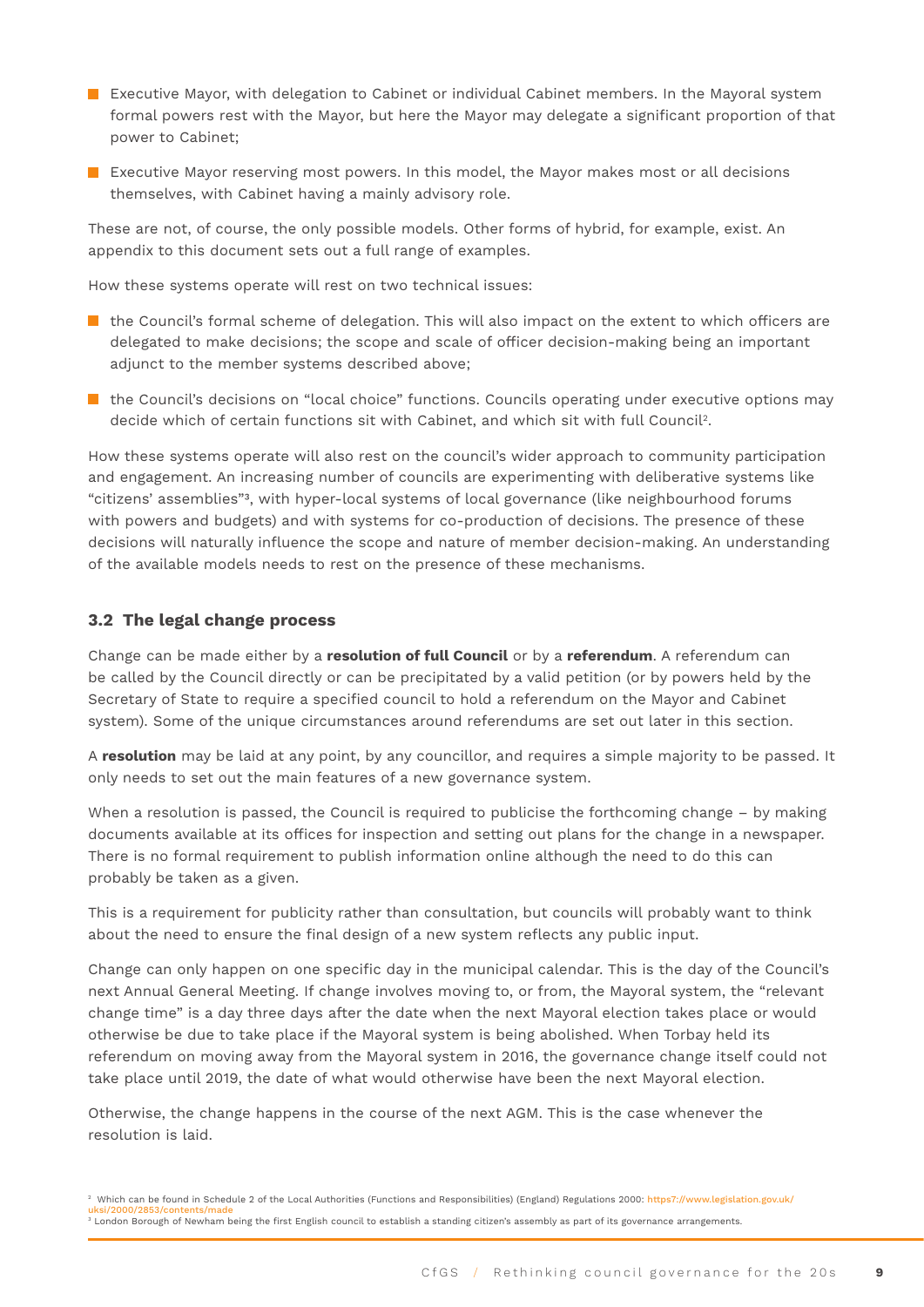- Executive Mayor, with delegation to Cabinet or individual Cabinet members. In the Mayoral system formal powers rest with the Mayor, but here the Mayor may delegate a significant proportion of that power to Cabinet;
- Executive Mayor reserving most powers. In this model, the Mayor makes most or all decisions themselves, with Cabinet having a mainly advisory role.

These are not, of course, the only possible models. Other forms of hybrid, for example, exist. An appendix to this document sets out a full range of examples.

How these systems operate will rest on two technical issues:

- the Council's formal scheme of delegation. This will also impact on the extent to which officers are delegated to make decisions; the scope and scale of officer decision-making being an important adjunct to the member systems described above;
- the Council's decisions on "local choice" functions. Councils operating under executive options may decide which of certain functions sit with Cabinet, and which sit with full Council[2].

How these systems operate will also rest on the council's wider approach to community participation and engagement. An increasing number of councils are experimenting with deliberative systems like "citizens' assemblies"[3], with hyper-local systems of local governance (like neighbourhood forums with powers and budgets) and with systems for co-production of decisions. The presence of these decisions will naturally influence the scope and nature of member decision-making. An understanding of the available models needs to rest on the presence of these mechanisms.

### 3.2 The legal change process

Change can be made either by a **resolution of full Council** or by a **referendum**. A referendum can be called by the Council directly or can be precipitated by a valid petition (or by powers held by the Secretary of State to require a specified council to hold a referendum on the Mayor and Cabinet system). Some of the unique circumstances around referendums are set out later in this section.

A **resolution** may be laid at any point, by any councillor, and requires a simple majority to be passed. It only needs to set out the main features of a new governance system.

When a resolution is passed, the Council is required to publicise the forthcoming change – by making documents available at its offices for inspection and setting out plans for the change in a newspaper. There is no formal requirement to publish information online although the need to do this can probably be taken as a given.

This is a requirement for publicity rather than consultation, but councils will probably want to think about the need to ensure the final design of a new system reflects any public input.

Change can only happen on one specific day in the municipal calendar. This is the day of the Council's next Annual General Meeting. If change involves moving to, or from, the Mayoral system, the "relevant change time" is a day three days after the date when the next Mayoral election takes place or would otherwise be due to take place if the Mayoral system is being abolished. When Torbay held its referendum on moving away from the Mayoral system in 2016, the governance change itself could not take place until 2019, the date of what would otherwise have been the next Mayoral election.

Otherwise, the change happens in the course of the next AGM. This is the case whenever the resolution is laid.

[2] Which can be found in Schedule 2 of the Local Authorities (Functions and Responsibilities) (England) Regulations 2000: https7://www.legislation.gov.uk/uksi/2000/2853/contents/made

[3] London Borough of Newham being the first English council to establish a standing citizen's assembly as part of its governance arrangements.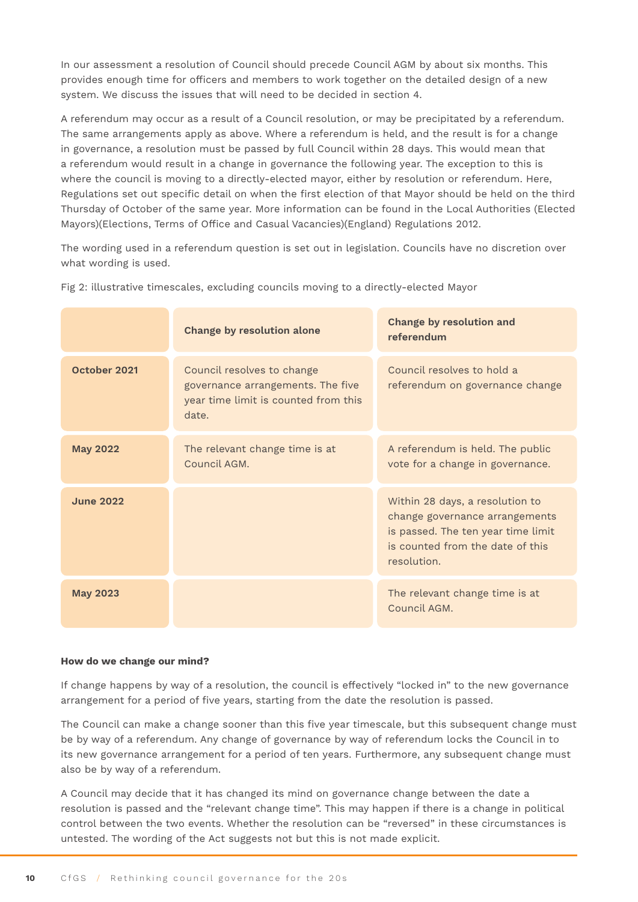In our assessment a resolution of Council should precede Council AGM by about six months. This provides enough time for officers and members to work together on the detailed design of a new system. We discuss the issues that will need to be decided in section 4.

A referendum may occur as a result of a Council resolution, or may be precipitated by a referendum. The same arrangements apply as above. Where a referendum is held, and the result is for a change in governance, a resolution must be passed by full Council within 28 days. This would mean that a referendum would result in a change in governance the following year. The exception to this is where the council is moving to a directly-elected mayor, either by resolution or referendum. Here, Regulations set out specific detail on when the first election of that Mayor should be held on the third Thursday of October of the same year. More information can be found in the Local Authorities (Elected Mayors)(Elections, Terms of Office and Casual Vacancies)(England) Regulations 2012.

The wording used in a referendum question is set out in legislation. Councils have no discretion over what wording is used.

Fig 2: illustrative timescales, excluding councils moving to a directly-elected Mayor

| | Change by resolution alone | Change by resolution and referendum |
|---|---|---|
| **October 2021** | Council resolves to change governance arrangements. The five year time limit is counted from this date. | Council resolves to hold a referendum on governance change |
| **May 2022** | The relevant change time is at Council AGM. | A referendum is held. The public vote for a change in governance. |
| **June 2022** | | Within 28 days, a resolution to change governance arrangements is passed. The ten year time limit is counted from the date of this resolution. |
| **May 2023** | | The relevant change time is at Council AGM. |

**How do we change our mind?**

If change happens by way of a resolution, the council is effectively "locked in" to the new governance arrangement for a period of five years, starting from the date the resolution is passed.

The Council can make a change sooner than this five year timescale, but this subsequent change must be by way of a referendum. Any change of governance by way of referendum locks the Council in to its new governance arrangement for a period of ten years. Furthermore, any subsequent change must also be by way of a referendum.

A Council may decide that it has changed its mind on governance change between the date a resolution is passed and the "relevant change time". This may happen if there is a change in political control between the two events. Whether the resolution can be "reversed" in these circumstances is untested. The wording of the Act suggests not but this is not made explicit.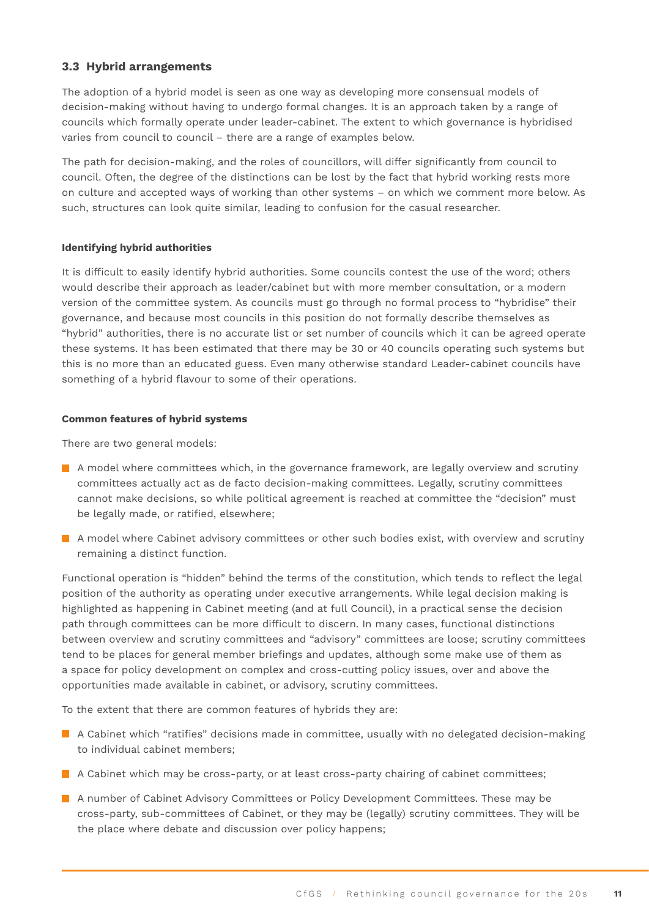### 3.3 Hybrid arrangements

The adoption of a hybrid model is seen as one way as developing more consensual models of decision-making without having to undergo formal changes. It is an approach taken by a range of councils which formally operate under leader-cabinet. The extent to which governance is hybridised varies from council to council – there are a range of examples below.

The path for decision-making, and the roles of councillors, will differ significantly from council to council. Often, the degree of the distinctions can be lost by the fact that hybrid working rests more on culture and accepted ways of working than other systems – on which we comment more below. As such, structures can look quite similar, leading to confusion for the casual researcher.

#### Identifying hybrid authorities

It is difficult to easily identify hybrid authorities. Some councils contest the use of the word; others would describe their approach as leader/cabinet but with more member consultation, or a modern version of the committee system. As councils must go through no formal process to "hybridise" their governance, and because most councils in this position do not formally describe themselves as "hybrid" authorities, there is no accurate list or set number of councils which it can be agreed operate these systems. It has been estimated that there may be 30 or 40 councils operating such systems but this is no more than an educated guess. Even many otherwise standard Leader-cabinet councils have something of a hybrid flavour to some of their operations.

#### Common features of hybrid systems

There are two general models:

- A model where committees which, in the governance framework, are legally overview and scrutiny committees actually act as de facto decision-making committees. Legally, scrutiny committees cannot make decisions, so while political agreement is reached at committee the "decision" must be legally made, or ratified, elsewhere;
- A model where Cabinet advisory committees or other such bodies exist, with overview and scrutiny remaining a distinct function.

Functional operation is "hidden" behind the terms of the constitution, which tends to reflect the legal position of the authority as operating under executive arrangements. While legal decision making is highlighted as happening in Cabinet meeting (and at full Council), in a practical sense the decision path through committees can be more difficult to discern. In many cases, functional distinctions between overview and scrutiny committees and "advisory" committees are loose; scrutiny committees tend to be places for general member briefings and updates, although some make use of them as a space for policy development on complex and cross-cutting policy issues, over and above the opportunities made available in cabinet, or advisory, scrutiny committees.

To the extent that there are common features of hybrids they are:

- A Cabinet which "ratifies" decisions made in committee, usually with no delegated decision-making to individual cabinet members;
- A Cabinet which may be cross-party, or at least cross-party chairing of cabinet committees;
- A number of Cabinet Advisory Committees or Policy Development Committees. These may be cross-party, sub-committees of Cabinet, or they may be (legally) scrutiny committees. They will be the place where debate and discussion over policy happens;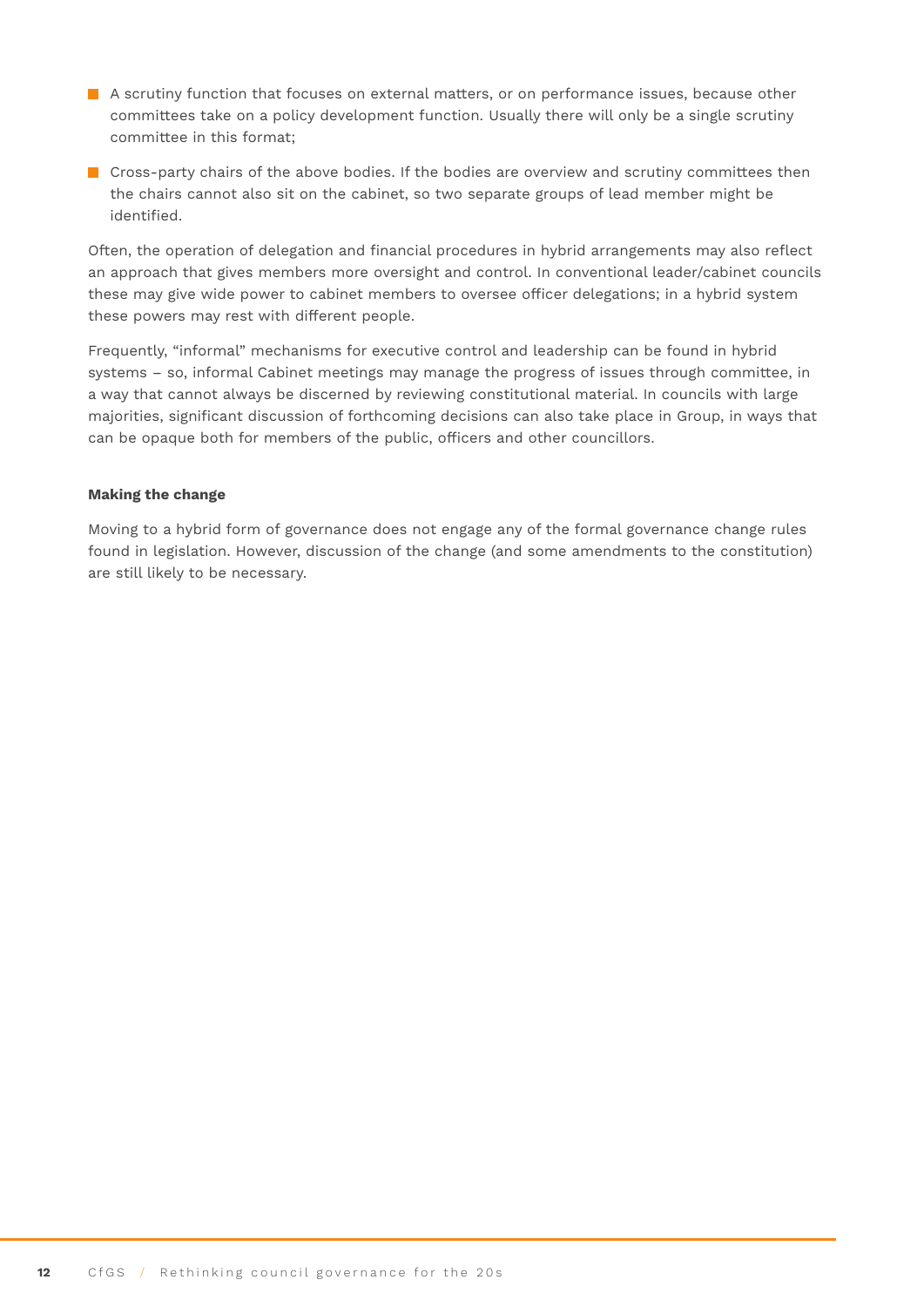- A scrutiny function that focuses on external matters, or on performance issues, because other committees take on a policy development function. Usually there will only be a single scrutiny committee in this format;
- Cross-party chairs of the above bodies. If the bodies are overview and scrutiny committees then the chairs cannot also sit on the cabinet, so two separate groups of lead member might be identified.

Often, the operation of delegation and financial procedures in hybrid arrangements may also reflect an approach that gives members more oversight and control. In conventional leader/cabinet councils these may give wide power to cabinet members to oversee officer delegations; in a hybrid system these powers may rest with different people.

Frequently, "informal" mechanisms for executive control and leadership can be found in hybrid systems – so, informal Cabinet meetings may manage the progress of issues through committee, in a way that cannot always be discerned by reviewing constitutional material. In councils with large majorities, significant discussion of forthcoming decisions can also take place in Group, in ways that can be opaque both for members of the public, officers and other councillors.

**Making the change**

Moving to a hybrid form of governance does not engage any of the formal governance change rules found in legislation. However, discussion of the change (and some amendments to the constitution) are still likely to be necessary.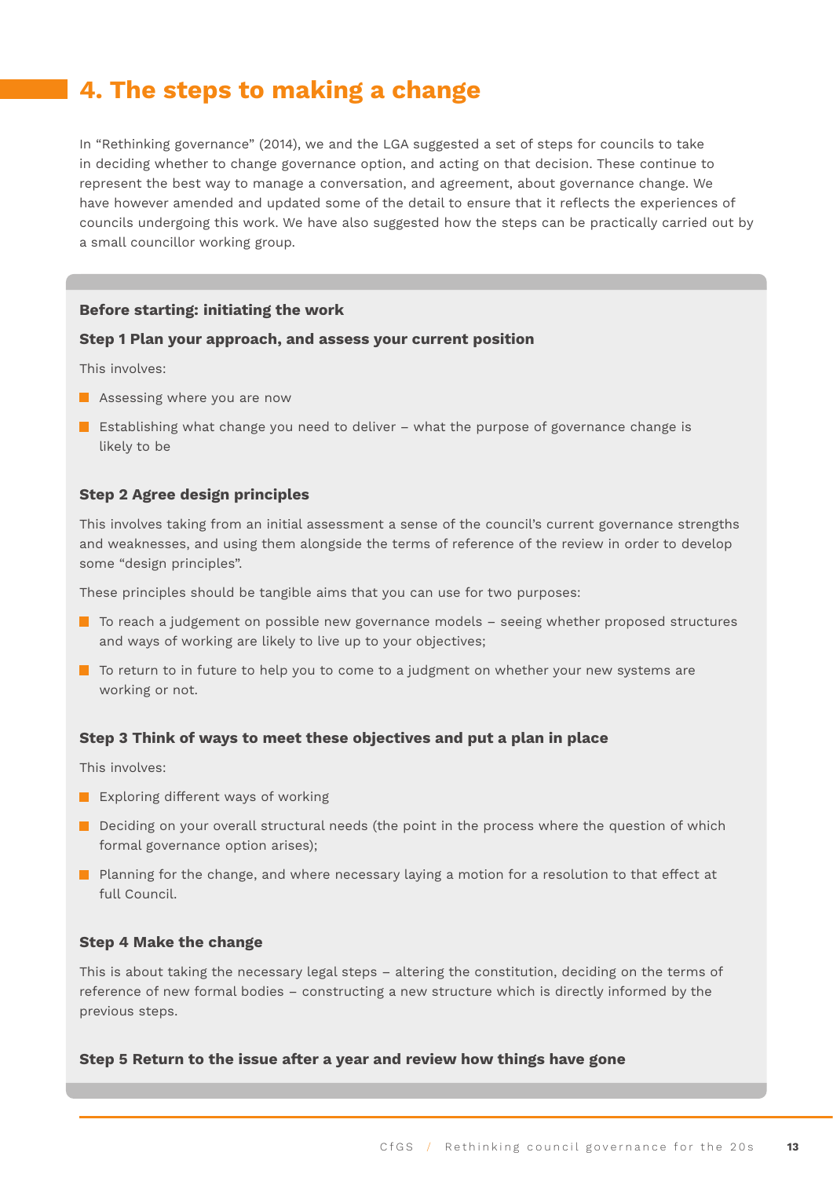# 4. The steps to making a change

In "Rethinking governance" (2014), we and the LGA suggested a set of steps for councils to take in deciding whether to change governance option, and acting on that decision. These continue to represent the best way to manage a conversation, and agreement, about governance change. We have however amended and updated some of the detail to ensure that it reflects the experiences of councils undergoing this work. We have also suggested how the steps can be practically carried out by a small councillor working group.

**Before starting: initiating the work**

**Step 1 Plan your approach, and assess your current position**

This involves:

- Assessing where you are now
- Establishing what change you need to deliver – what the purpose of governance change is likely to be

**Step 2 Agree design principles**

This involves taking from an initial assessment a sense of the council's current governance strengths and weaknesses, and using them alongside the terms of reference of the review in order to develop some "design principles".

These principles should be tangible aims that you can use for two purposes:

- To reach a judgement on possible new governance models – seeing whether proposed structures and ways of working are likely to live up to your objectives;
- To return to in future to help you to come to a judgment on whether your new systems are working or not.

**Step 3 Think of ways to meet these objectives and put a plan in place**

This involves:

- Exploring different ways of working
- Deciding on your overall structural needs (the point in the process where the question of which formal governance option arises);
- Planning for the change, and where necessary laying a motion for a resolution to that effect at full Council.

**Step 4 Make the change**

This is about taking the necessary legal steps – altering the constitution, deciding on the terms of reference of new formal bodies – constructing a new structure which is directly informed by the previous steps.

**Step 5 Return to the issue after a year and review how things have gone**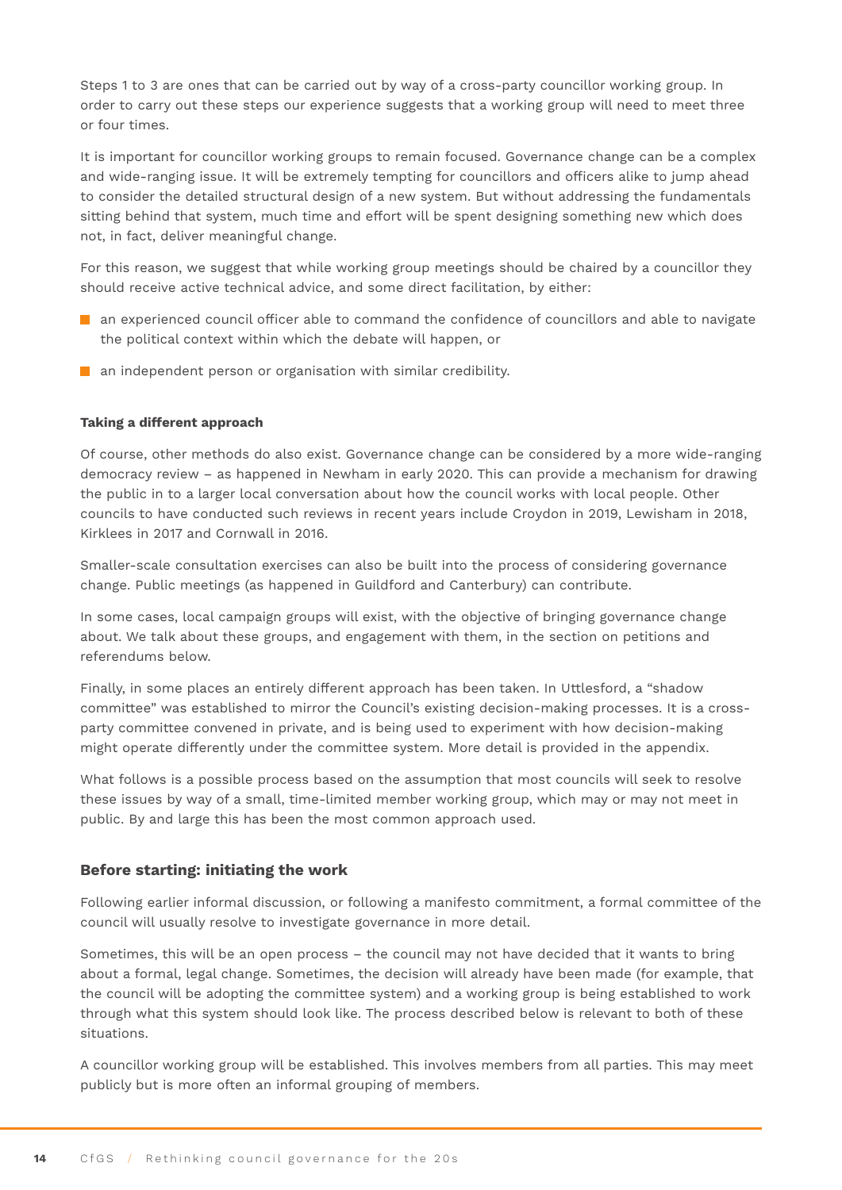Steps 1 to 3 are ones that can be carried out by way of a cross-party councillor working group. In order to carry out these steps our experience suggests that a working group will need to meet three or four times.

It is important for councillor working groups to remain focused. Governance change can be a complex and wide-ranging issue. It will be extremely tempting for councillors and officers alike to jump ahead to consider the detailed structural design of a new system. But without addressing the fundamentals sitting behind that system, much time and effort will be spent designing something new which does not, in fact, deliver meaningful change.

For this reason, we suggest that while working group meetings should be chaired by a councillor they should receive active technical advice, and some direct facilitation, by either:

- an experienced council officer able to command the confidence of councillors and able to navigate the political context within which the debate will happen, or
- an independent person or organisation with similar credibility.

**Taking a different approach**

Of course, other methods do also exist. Governance change can be considered by a more wide-ranging democracy review – as happened in Newham in early 2020. This can provide a mechanism for drawing the public in to a larger local conversation about how the council works with local people. Other councils to have conducted such reviews in recent years include Croydon in 2019, Lewisham in 2018, Kirklees in 2017 and Cornwall in 2016.

Smaller-scale consultation exercises can also be built into the process of considering governance change. Public meetings (as happened in Guildford and Canterbury) can contribute.

In some cases, local campaign groups will exist, with the objective of bringing governance change about. We talk about these groups, and engagement with them, in the section on petitions and referendums below.

Finally, in some places an entirely different approach has been taken. In Uttlesford, a "shadow committee" was established to mirror the Council's existing decision-making processes. It is a cross-party committee convened in private, and is being used to experiment with how decision-making might operate differently under the committee system. More detail is provided in the appendix.

What follows is a possible process based on the assumption that most councils will seek to resolve these issues by way of a small, time-limited member working group, which may or may not meet in public. By and large this has been the most common approach used.

### Before starting: initiating the work

Following earlier informal discussion, or following a manifesto commitment, a formal committee of the council will usually resolve to investigate governance in more detail.

Sometimes, this will be an open process – the council may not have decided that it wants to bring about a formal, legal change. Sometimes, the decision will already have been made (for example, that the council will be adopting the committee system) and a working group is being established to work through what this system should look like. The process described below is relevant to both of these situations.

A councillor working group will be established. This involves members from all parties. This may meet publicly but is more often an informal grouping of members.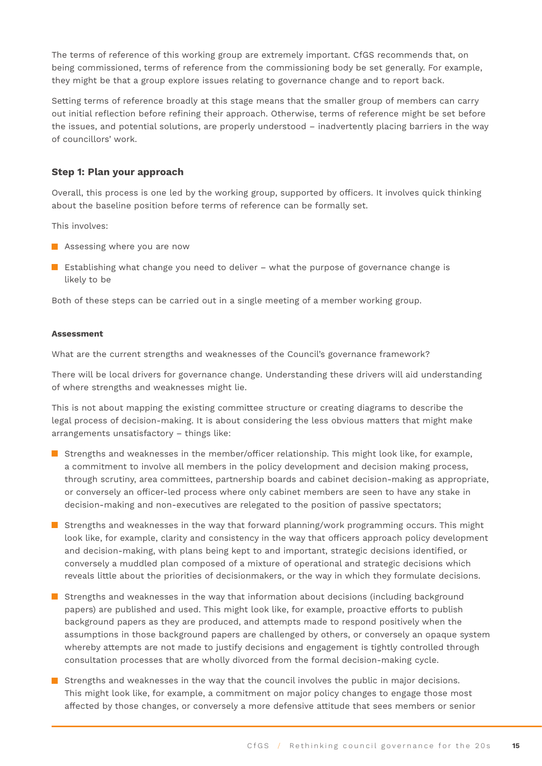The terms of reference of this working group are extremely important. CfGS recommends that, on being commissioned, terms of reference from the commissioning body be set generally. For example, they might be that a group explore issues relating to governance change and to report back.

Setting terms of reference broadly at this stage means that the smaller group of members can carry out initial reflection before refining their approach. Otherwise, terms of reference might be set before the issues, and potential solutions, are properly understood – inadvertently placing barriers in the way of councillors' work.

### Step 1: Plan your approach

Overall, this process is one led by the working group, supported by officers. It involves quick thinking about the baseline position before terms of reference can be formally set.

This involves:

- Assessing where you are now
- Establishing what change you need to deliver – what the purpose of governance change is likely to be

Both of these steps can be carried out in a single meeting of a member working group.

#### Assessment

What are the current strengths and weaknesses of the Council's governance framework?

There will be local drivers for governance change. Understanding these drivers will aid understanding of where strengths and weaknesses might lie.

This is not about mapping the existing committee structure or creating diagrams to describe the legal process of decision-making. It is about considering the less obvious matters that might make arrangements unsatisfactory – things like:

- Strengths and weaknesses in the member/officer relationship. This might look like, for example, a commitment to involve all members in the policy development and decision making process, through scrutiny, area committees, partnership boards and cabinet decision-making as appropriate, or conversely an officer-led process where only cabinet members are seen to have any stake in decision-making and non-executives are relegated to the position of passive spectators;
- Strengths and weaknesses in the way that forward planning/work programming occurs. This might look like, for example, clarity and consistency in the way that officers approach policy development and decision-making, with plans being kept to and important, strategic decisions identified, or conversely a muddled plan composed of a mixture of operational and strategic decisions which reveals little about the priorities of decisionmakers, or the way in which they formulate decisions.
- Strengths and weaknesses in the way that information about decisions (including background papers) are published and used. This might look like, for example, proactive efforts to publish background papers as they are produced, and attempts made to respond positively when the assumptions in those background papers are challenged by others, or conversely an opaque system whereby attempts are not made to justify decisions and engagement is tightly controlled through consultation processes that are wholly divorced from the formal decision-making cycle.
- Strengths and weaknesses in the way that the council involves the public in major decisions. This might look like, for example, a commitment on major policy changes to engage those most affected by those changes, or conversely a more defensive attitude that sees members or senior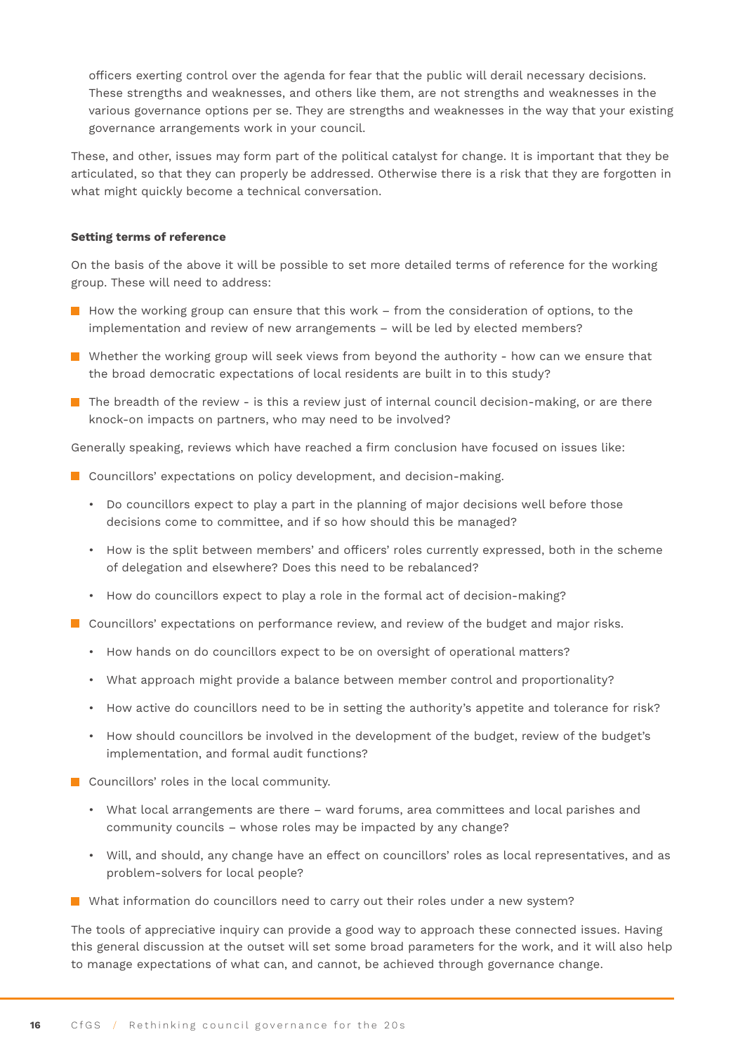officers exerting control over the agenda for fear that the public will derail necessary decisions. These strengths and weaknesses, and others like them, are not strengths and weaknesses in the various governance options per se. They are strengths and weaknesses in the way that your existing governance arrangements work in your council.

These, and other, issues may form part of the political catalyst for change. It is important that they be articulated, so that they can properly be addressed. Otherwise there is a risk that they are forgotten in what might quickly become a technical conversation.

**Setting terms of reference**

On the basis of the above it will be possible to set more detailed terms of reference for the working group. These will need to address:

- How the working group can ensure that this work – from the consideration of options, to the implementation and review of new arrangements – will be led by elected members?
- Whether the working group will seek views from beyond the authority - how can we ensure that the broad democratic expectations of local residents are built in to this study?
- The breadth of the review - is this a review just of internal council decision-making, or are there knock-on impacts on partners, who may need to be involved?

Generally speaking, reviews which have reached a firm conclusion have focused on issues like:

- Councillors' expectations on policy development, and decision-making.
  - Do councillors expect to play a part in the planning of major decisions well before those decisions come to committee, and if so how should this be managed?
  - How is the split between members' and officers' roles currently expressed, both in the scheme of delegation and elsewhere? Does this need to be rebalanced?
  - How do councillors expect to play a role in the formal act of decision-making?
- Councillors' expectations on performance review, and review of the budget and major risks.
  - How hands on do councillors expect to be on oversight of operational matters?
  - What approach might provide a balance between member control and proportionality?
  - How active do councillors need to be in setting the authority's appetite and tolerance for risk?
  - How should councillors be involved in the development of the budget, review of the budget's implementation, and formal audit functions?
- Councillors' roles in the local community.
  - What local arrangements are there – ward forums, area committees and local parishes and community councils – whose roles may be impacted by any change?
  - Will, and should, any change have an effect on councillors' roles as local representatives, and as problem-solvers for local people?
- What information do councillors need to carry out their roles under a new system?

The tools of appreciative inquiry can provide a good way to approach these connected issues. Having this general discussion at the outset will set some broad parameters for the work, and it will also help to manage expectations of what can, and cannot, be achieved through governance change.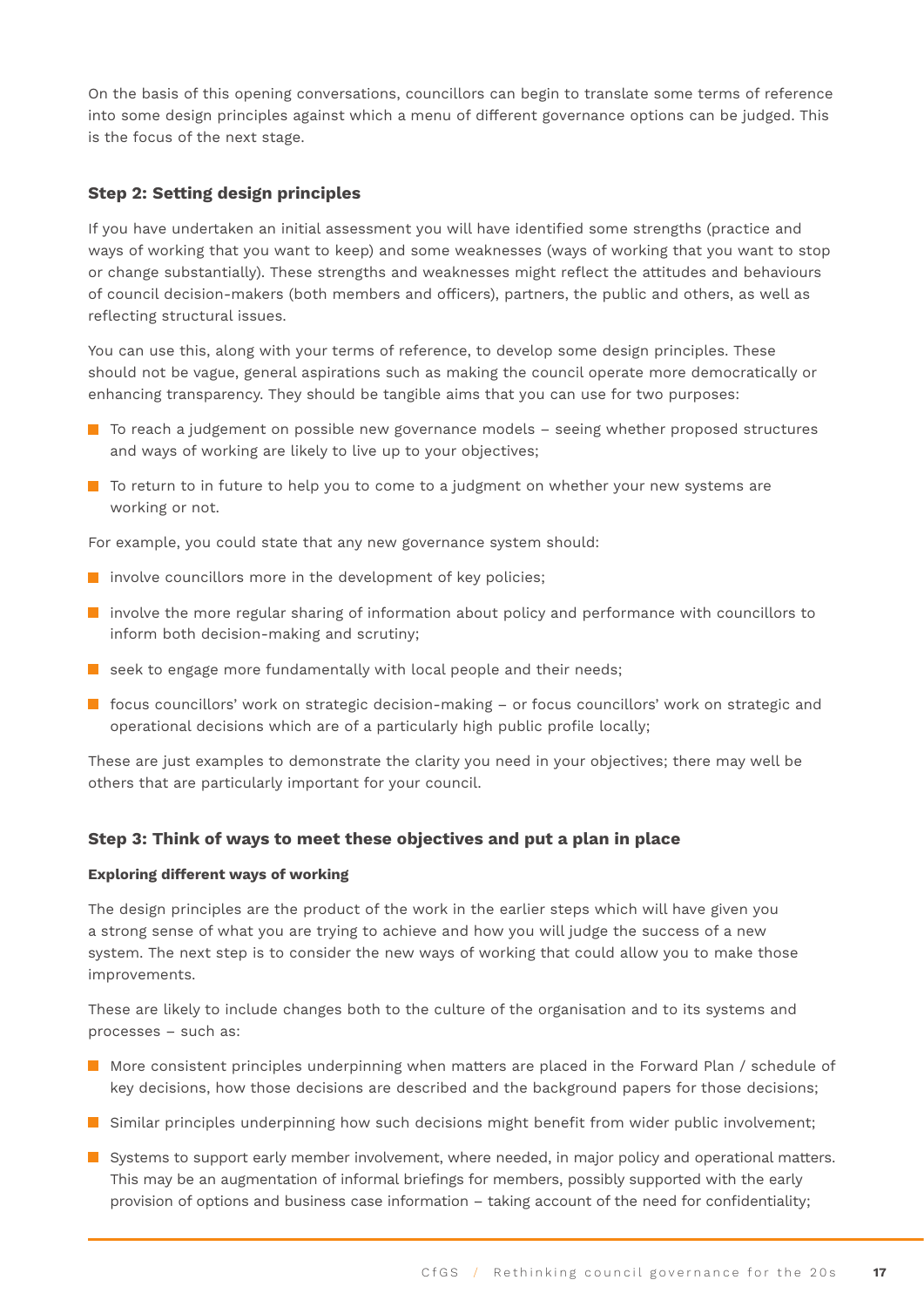On the basis of this opening conversations, councillors can begin to translate some terms of reference into some design principles against which a menu of different governance options can be judged. This is the focus of the next stage.

### Step 2: Setting design principles

If you have undertaken an initial assessment you will have identified some strengths (practice and ways of working that you want to keep) and some weaknesses (ways of working that you want to stop or change substantially). These strengths and weaknesses might reflect the attitudes and behaviours of council decision-makers (both members and officers), partners, the public and others, as well as reflecting structural issues.

You can use this, along with your terms of reference, to develop some design principles. These should not be vague, general aspirations such as making the council operate more democratically or enhancing transparency. They should be tangible aims that you can use for two purposes:

- To reach a judgement on possible new governance models – seeing whether proposed structures and ways of working are likely to live up to your objectives;
- To return to in future to help you to come to a judgment on whether your new systems are working or not.

For example, you could state that any new governance system should:

- involve councillors more in the development of key policies;
- involve the more regular sharing of information about policy and performance with councillors to inform both decision-making and scrutiny;
- seek to engage more fundamentally with local people and their needs;
- focus councillors' work on strategic decision-making – or focus councillors' work on strategic and operational decisions which are of a particularly high public profile locally;

These are just examples to demonstrate the clarity you need in your objectives; there may well be others that are particularly important for your council.

### Step 3: Think of ways to meet these objectives and put a plan in place

#### Exploring different ways of working

The design principles are the product of the work in the earlier steps which will have given you a strong sense of what you are trying to achieve and how you will judge the success of a new system. The next step is to consider the new ways of working that could allow you to make those improvements.

These are likely to include changes both to the culture of the organisation and to its systems and processes – such as:

- More consistent principles underpinning when matters are placed in the Forward Plan / schedule of key decisions, how those decisions are described and the background papers for those decisions;
- Similar principles underpinning how such decisions might benefit from wider public involvement;
- Systems to support early member involvement, where needed, in major policy and operational matters. This may be an augmentation of informal briefings for members, possibly supported with the early provision of options and business case information – taking account of the need for confidentiality;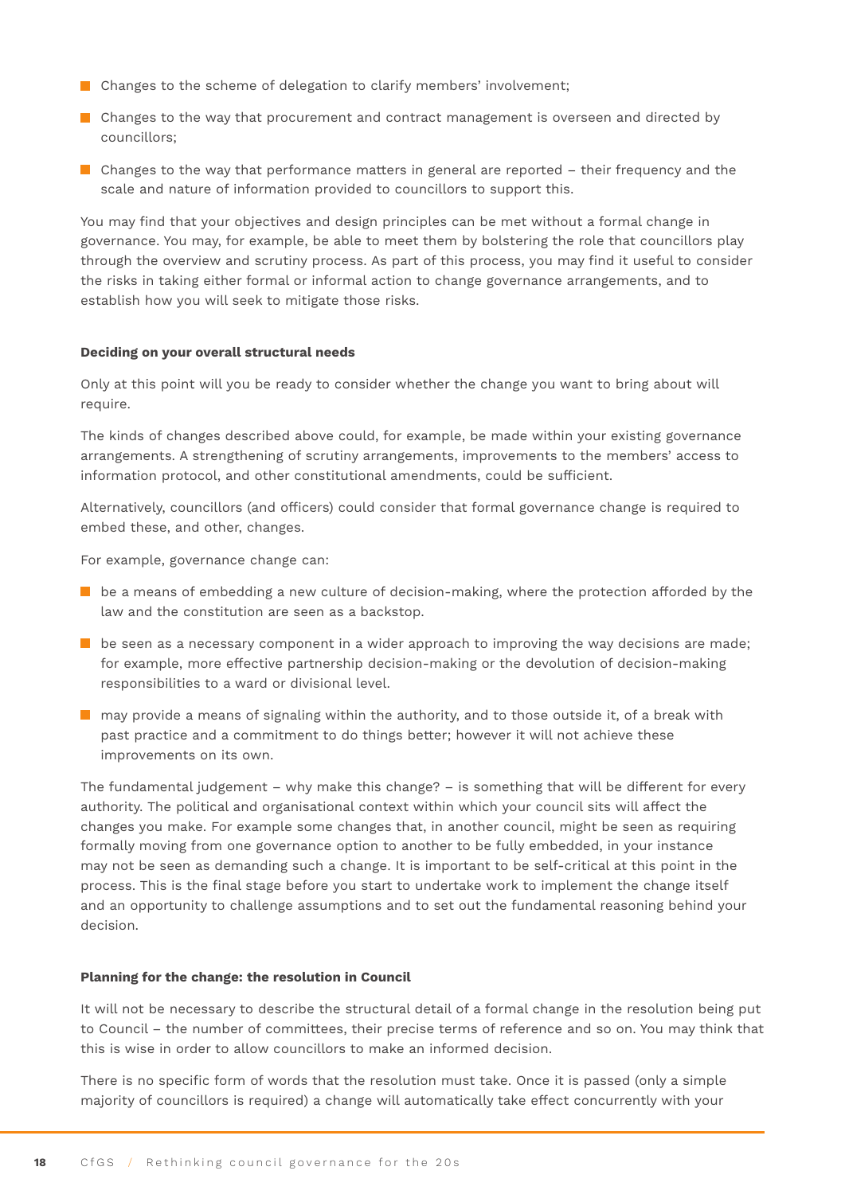- Changes to the scheme of delegation to clarify members' involvement;
- Changes to the way that procurement and contract management is overseen and directed by councillors;
- Changes to the way that performance matters in general are reported – their frequency and the scale and nature of information provided to councillors to support this.

You may find that your objectives and design principles can be met without a formal change in governance. You may, for example, be able to meet them by bolstering the role that councillors play through the overview and scrutiny process. As part of this process, you may find it useful to consider the risks in taking either formal or informal action to change governance arrangements, and to establish how you will seek to mitigate those risks.

**Deciding on your overall structural needs**

Only at this point will you be ready to consider whether the change you want to bring about will require.

The kinds of changes described above could, for example, be made within your existing governance arrangements. A strengthening of scrutiny arrangements, improvements to the members' access to information protocol, and other constitutional amendments, could be sufficient.

Alternatively, councillors (and officers) could consider that formal governance change is required to embed these, and other, changes.

For example, governance change can:

- be a means of embedding a new culture of decision-making, where the protection afforded by the law and the constitution are seen as a backstop.
- be seen as a necessary component in a wider approach to improving the way decisions are made; for example, more effective partnership decision-making or the devolution of decision-making responsibilities to a ward or divisional level.
- may provide a means of signaling within the authority, and to those outside it, of a break with past practice and a commitment to do things better; however it will not achieve these improvements on its own.

The fundamental judgement – why make this change? – is something that will be different for every authority. The political and organisational context within which your council sits will affect the changes you make. For example some changes that, in another council, might be seen as requiring formally moving from one governance option to another to be fully embedded, in your instance may not be seen as demanding such a change. It is important to be self-critical at this point in the process. This is the final stage before you start to undertake work to implement the change itself and an opportunity to challenge assumptions and to set out the fundamental reasoning behind your decision.

**Planning for the change: the resolution in Council**

It will not be necessary to describe the structural detail of a formal change in the resolution being put to Council – the number of committees, their precise terms of reference and so on. You may think that this is wise in order to allow councillors to make an informed decision.

There is no specific form of words that the resolution must take. Once it is passed (only a simple majority of councillors is required) a change will automatically take effect concurrently with your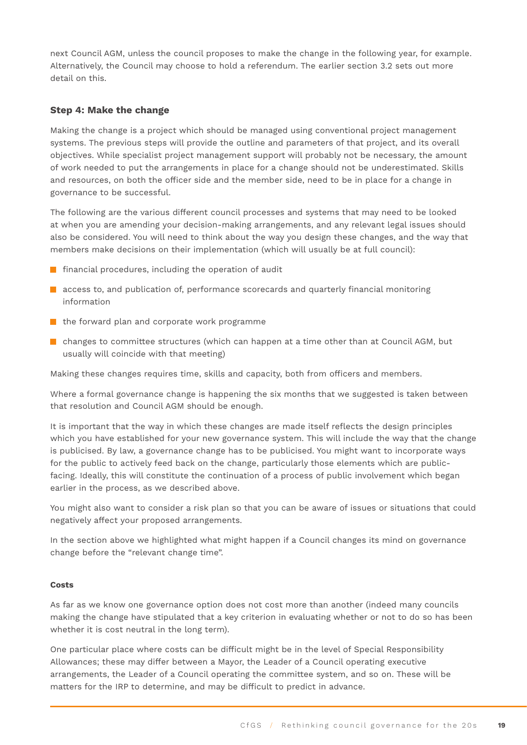next Council AGM, unless the council proposes to make the change in the following year, for example. Alternatively, the Council may choose to hold a referendum. The earlier section 3.2 sets out more detail on this.

### Step 4: Make the change

Making the change is a project which should be managed using conventional project management systems. The previous steps will provide the outline and parameters of that project, and its overall objectives. While specialist project management support will probably not be necessary, the amount of work needed to put the arrangements in place for a change should not be underestimated. Skills and resources, on both the officer side and the member side, need to be in place for a change in governance to be successful.

The following are the various different council processes and systems that may need to be looked at when you are amending your decision-making arrangements, and any relevant legal issues should also be considered. You will need to think about the way you design these changes, and the way that members make decisions on their implementation (which will usually be at full council):

- financial procedures, including the operation of audit
- access to, and publication of, performance scorecards and quarterly financial monitoring information
- the forward plan and corporate work programme
- changes to committee structures (which can happen at a time other than at Council AGM, but usually will coincide with that meeting)

Making these changes requires time, skills and capacity, both from officers and members.

Where a formal governance change is happening the six months that we suggested is taken between that resolution and Council AGM should be enough.

It is important that the way in which these changes are made itself reflects the design principles which you have established for your new governance system. This will include the way that the change is publicised. By law, a governance change has to be publicised. You might want to incorporate ways for the public to actively feed back on the change, particularly those elements which are public-facing. Ideally, this will constitute the continuation of a process of public involvement which began earlier in the process, as we described above.

You might also want to consider a risk plan so that you can be aware of issues or situations that could negatively affect your proposed arrangements.

In the section above we highlighted what might happen if a Council changes its mind on governance change before the "relevant change time".

#### Costs

As far as we know one governance option does not cost more than another (indeed many councils making the change have stipulated that a key criterion in evaluating whether or not to do so has been whether it is cost neutral in the long term).

One particular place where costs can be difficult might be in the level of Special Responsibility Allowances; these may differ between a Mayor, the Leader of a Council operating executive arrangements, the Leader of a Council operating the committee system, and so on. These will be matters for the IRP to determine, and may be difficult to predict in advance.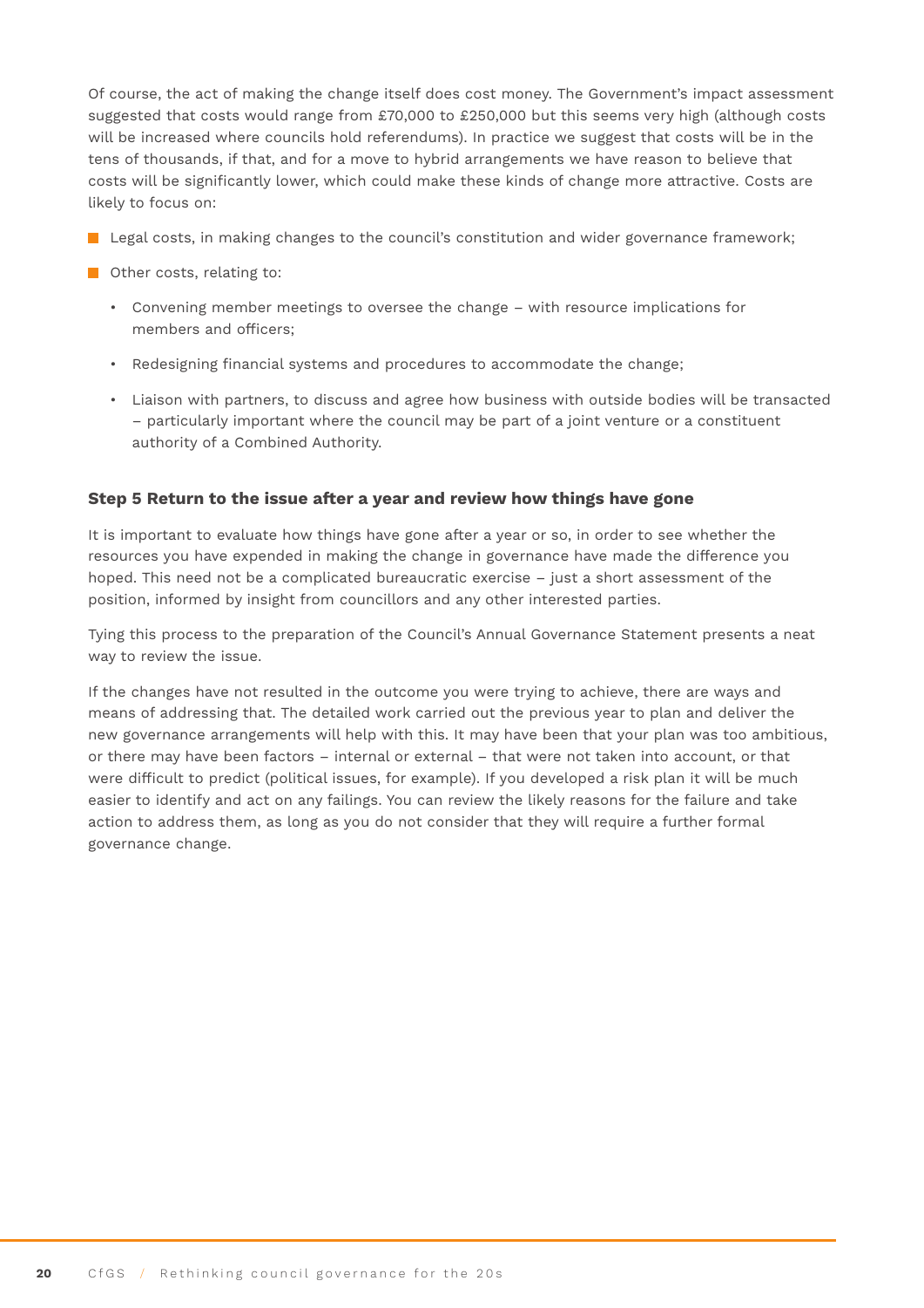Of course, the act of making the change itself does cost money. The Government's impact assessment suggested that costs would range from £70,000 to £250,000 but this seems very high (although costs will be increased where councils hold referendums). In practice we suggest that costs will be in the tens of thousands, if that, and for a move to hybrid arrangements we have reason to believe that costs will be significantly lower, which could make these kinds of change more attractive. Costs are likely to focus on:

- Legal costs, in making changes to the council's constitution and wider governance framework;
- Other costs, relating to:
  - Convening member meetings to oversee the change – with resource implications for members and officers;
  - Redesigning financial systems and procedures to accommodate the change;
  - Liaison with partners, to discuss and agree how business with outside bodies will be transacted – particularly important where the council may be part of a joint venture or a constituent authority of a Combined Authority.

#### Step 5 Return to the issue after a year and review how things have gone

It is important to evaluate how things have gone after a year or so, in order to see whether the resources you have expended in making the change in governance have made the difference you hoped. This need not be a complicated bureaucratic exercise – just a short assessment of the position, informed by insight from councillors and any other interested parties.

Tying this process to the preparation of the Council's Annual Governance Statement presents a neat way to review the issue.

If the changes have not resulted in the outcome you were trying to achieve, there are ways and means of addressing that. The detailed work carried out the previous year to plan and deliver the new governance arrangements will help with this. It may have been that your plan was too ambitious, or there may have been factors – internal or external – that were not taken into account, or that were difficult to predict (political issues, for example). If you developed a risk plan it will be much easier to identify and act on any failings. You can review the likely reasons for the failure and take action to address them, as long as you do not consider that they will require a further formal governance change.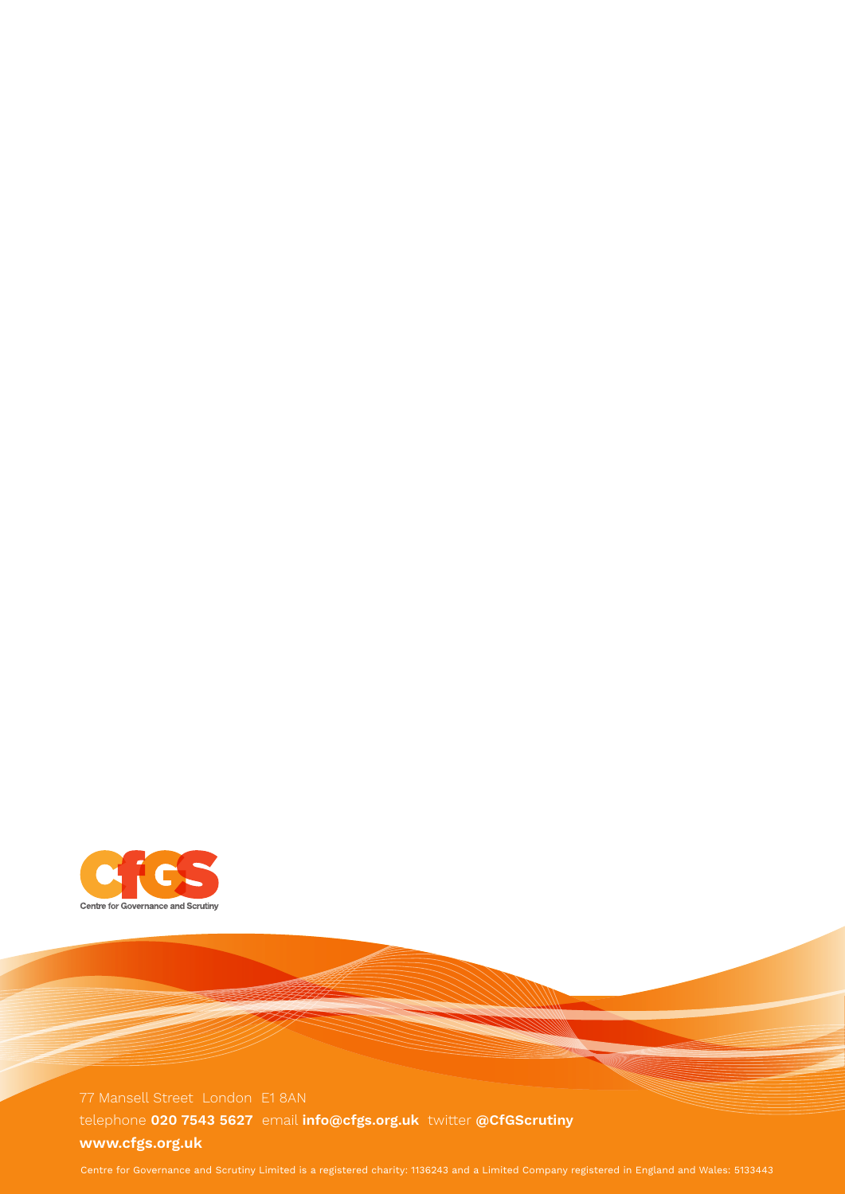Centre for Governance and Scrutiny

77 Mansell Street London E1 8AN

telephone **020 7543 5627** email **info@cfgs.org.uk** twitter **@CfGScrutiny**

**www.cfgs.org.uk**

Centre for Governance and Scrutiny Limited is a registered charity: 1136243 and a Limited Company registered in England and Wales: 5133443